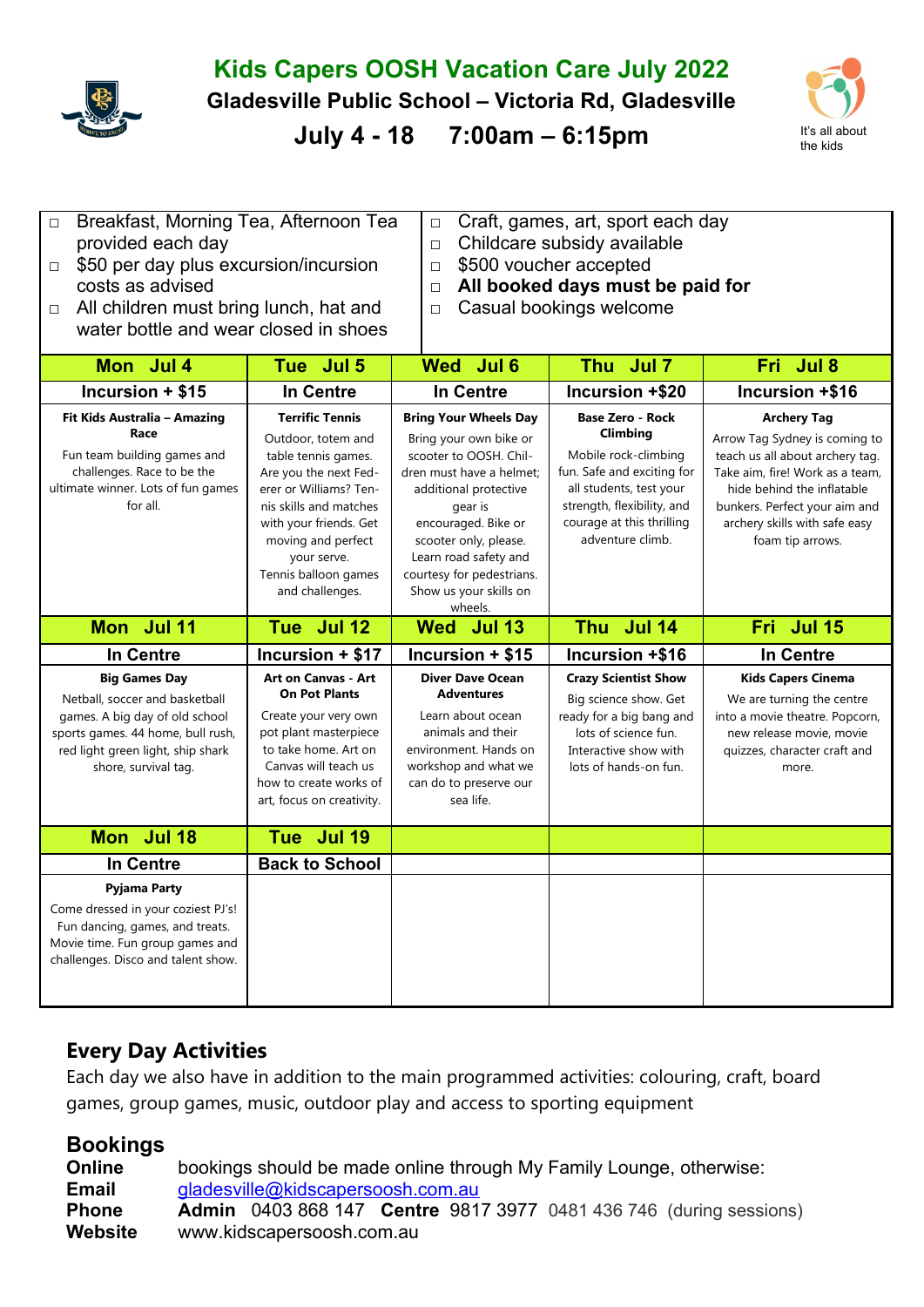# Kids Capers OOSH Vacation Care July 2022

## Gladesville Public School – Victoria Rd, Gladesville

## July 4 - 18 7:00am – 6:15pm

It's all about the kids

- Breakfast, Morning Tea, Afternoon Tea provided each day
- $50 per day plus excursion/incursion costs as advised
- All children must bring lunch, hat and water bottle and wear closed in shoes
- Craft, games, art, sport each day
- Childcare subsidy available
- $500 voucher accepted
- **All booked days must be paid for**
- Casual bookings welcome

| Mon Jul 4 | Tue Jul 5 | Wed Jul 6 | Thu Jul 7 | Fri Jul 8 |
|---|---|---|---|---|
| **Incursion + $15** | **In Centre** | **In Centre** | **Incursion +$20** | **Incursion +$16** |
| **Fit Kids Australia – Amazing Race** Fun team building games and challenges. Race to be the ultimate winner. Lots of fun games for all. | **Terrific Tennis** Outdoor, totem and table tennis games. Are you the next Fed-erer or Williams? Ten-nis skills and matches with your friends. Get moving and perfect your serve. Tennis balloon games and challenges. | **Bring Your Wheels Day** Bring your own bike or scooter to OOSH. Chil-dren must have a helmet; additional protective gear is encouraged. Bike or scooter only, please. Learn road safety and courtesy for pedestrians. Show us your skills on wheels. | **Base Zero - Rock Climbing** Mobile rock-climbing fun. Safe and exciting for all students, test your strength, flexibility, and courage at this thrilling adventure climb. | **Archery Tag** Arrow Tag Sydney is coming to teach us all about archery tag. Take aim, fire! Work as a team, hide behind the inflatable bunkers. Perfect your aim and archery skills with safe easy foam tip arrows. |
| **Mon Jul 11** | **Tue Jul 12** | **Wed Jul 13** | **Thu Jul 14** | **Fri Jul 15** |
| **In Centre** | **Incursion + $17** | **Incursion + $15** | **Incursion +$16** | **In Centre** |
| **Big Games Day** Netball, soccer and basketball games. A big day of old school sports games. 44 home, bull rush, red light green light, ship shark shore, survival tag. | **Art on Canvas - Art On Pot Plants** Create your very own pot plant masterpiece to take home. Art on Canvas will teach us how to create works of art, focus on creativity. | **Diver Dave Ocean Adventures** Learn about ocean animals and their environment. Hands on workshop and what we can do to preserve our sea life. | **Crazy Scientist Show** Big science show. Get ready for a big bang and lots of science fun. Interactive show with lots of hands-on fun. | **Kids Capers Cinema** We are turning the centre into a movie theatre. Popcorn, new release movie, movie quizzes, character craft and more. |
| **Mon Jul 18** | **Tue Jul 19** | | | |
| **In Centre** | **Back to School** | | | |
| **Pyjama Party** Come dressed in your coziest PJ's! Fun dancing, games, and treats. Movie time. Fun group games and challenges. Disco and talent show. | | | | |

## Every Day Activities

Each day we also have in addition to the main programmed activities: colouring, craft, board games, group games, music, outdoor play and access to sporting equipment

## Bookings

**Online** bookings should be made online through My Family Lounge, otherwise:
**Email** gladesville@kidscapersoosh.com.au
**Phone** **Admin** 0403 868 147 **Centre** 9817 3977 0481 436 746 (during sessions)
**Website** www.kidscapersoosh.com.au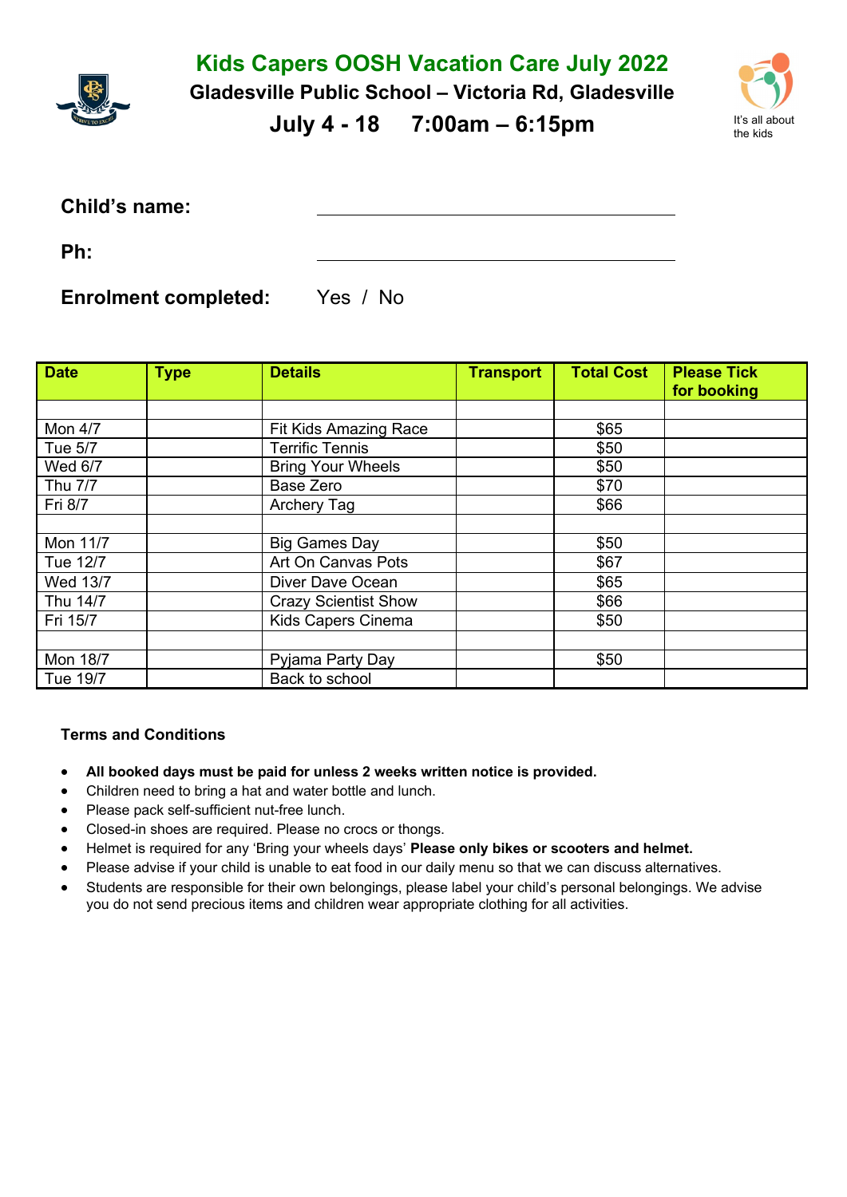# Kids Capers OOSH Vacation Care July 2022

## Gladesville Public School – Victoria Rd, Gladesville

## July 4 - 18     7:00am – 6:15pm

It's all about the kids

**Child's name:** ______________________

**Ph:** ______________________

**Enrolment completed:** Yes / No

| Date | Type | Details | Transport | Total Cost | Please Tick for booking |
|---|---|---|---|---|---|
| | | | | | |
| Mon 4/7 | | Fit Kids Amazing Race | | $65 | |
| Tue 5/7 | | Terrific Tennis | | $50 | |
| Wed 6/7 | | Bring Your Wheels | | $50 | |
| Thu 7/7 | | Base Zero | | $70 | |
| Fri 8/7 | | Archery Tag | | $66 | |
| | | | | | |
| Mon 11/7 | | Big Games Day | | $50 | |
| Tue 12/7 | | Art On Canvas Pots | | $67 | |
| Wed 13/7 | | Diver Dave Ocean | | $65 | |
| Thu 14/7 | | Crazy Scientist Show | | $66 | |
| Fri 15/7 | | Kids Capers Cinema | | $50 | |
| | | | | | |
| Mon 18/7 | | Pyjama Party Day | | $50 | |
| Tue 19/7 | | Back to school | | | |

**Terms and Conditions**

- **All booked days must be paid for unless 2 weeks written notice is provided.**
- Children need to bring a hat and water bottle and lunch.
- Please pack self-sufficient nut-free lunch.
- Closed-in shoes are required. Please no crocs or thongs.
- Helmet is required for any 'Bring your wheels days' **Please only bikes or scooters and helmet.**
- Please advise if your child is unable to eat food in our daily menu so that we can discuss alternatives.
- Students are responsible for their own belongings, please label your child's personal belongings. We advise you do not send precious items and children wear appropriate clothing for all activities.